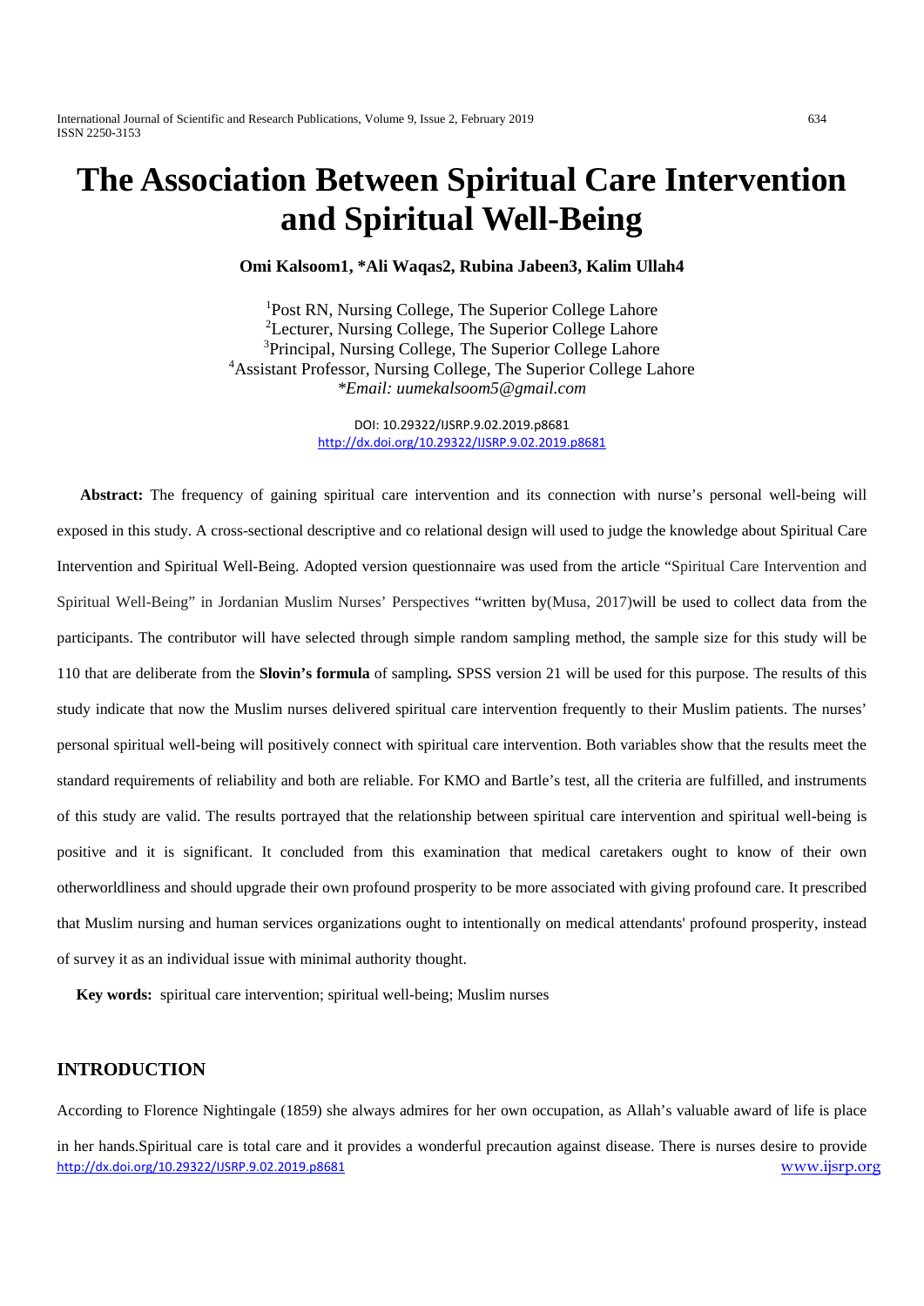# The Association Between Spiritual Care Intervention and Spiritual Well-Being

**Omi Kalsoom1, *Ali Waqas2, Rubina Jabeen3, Kalim Ullah4**

[1]Post RN, Nursing College, The Superior College Lahore
[2]Lecturer, Nursing College, The Superior College Lahore
[3]Principal, Nursing College, The Superior College Lahore
[4]Assistant Professor, Nursing College, The Superior College Lahore
*\*Email: uumekalsoom5@gmail.com*

DOI: 10.29322/IJSRP.9.02.2019.p8681
http://dx.doi.org/10.29322/IJSRP.9.02.2019.p8681

**Abstract:** The frequency of gaining spiritual care intervention and its connection with nurse's personal well-being will exposed in this study. A cross-sectional descriptive and co relational design will used to judge the knowledge about Spiritual Care Intervention and Spiritual Well-Being. Adopted version questionnaire was used from the article "Spiritual Care Intervention and Spiritual Well-Being" in Jordanian Muslim Nurses' Perspectives "written by(Musa, 2017)will be used to collect data from the participants. The contributor will have selected through simple random sampling method, the sample size for this study will be 110 that are deliberate from the **Slovin's formula** of sampling**.** SPSS version 21 will be used for this purpose. The results of this study indicate that now the Muslim nurses delivered spiritual care intervention frequently to their Muslim patients. The nurses' personal spiritual well-being will positively connect with spiritual care intervention. Both variables show that the results meet the standard requirements of reliability and both are reliable. For KMO and Bartle's test, all the criteria are fulfilled, and instruments of this study are valid. The results portrayed that the relationship between spiritual care intervention and spiritual well-being is positive and it is significant. It concluded from this examination that medical caretakers ought to know of their own otherworldliness and should upgrade their own profound prosperity to be more associated with giving profound care. It prescribed that Muslim nursing and human services organizations ought to intentionally on medical attendants' profound prosperity, instead of survey it as an individual issue with minimal authority thought.

**Key words:** spiritual care intervention; spiritual well-being; Muslim nurses

## INTRODUCTION

According to Florence Nightingale (1859) she always admires for her own occupation, as Allah's valuable award of life is place in her hands.Spiritual care is total care and it provides a wonderful precaution against disease. There is nurses desire to provide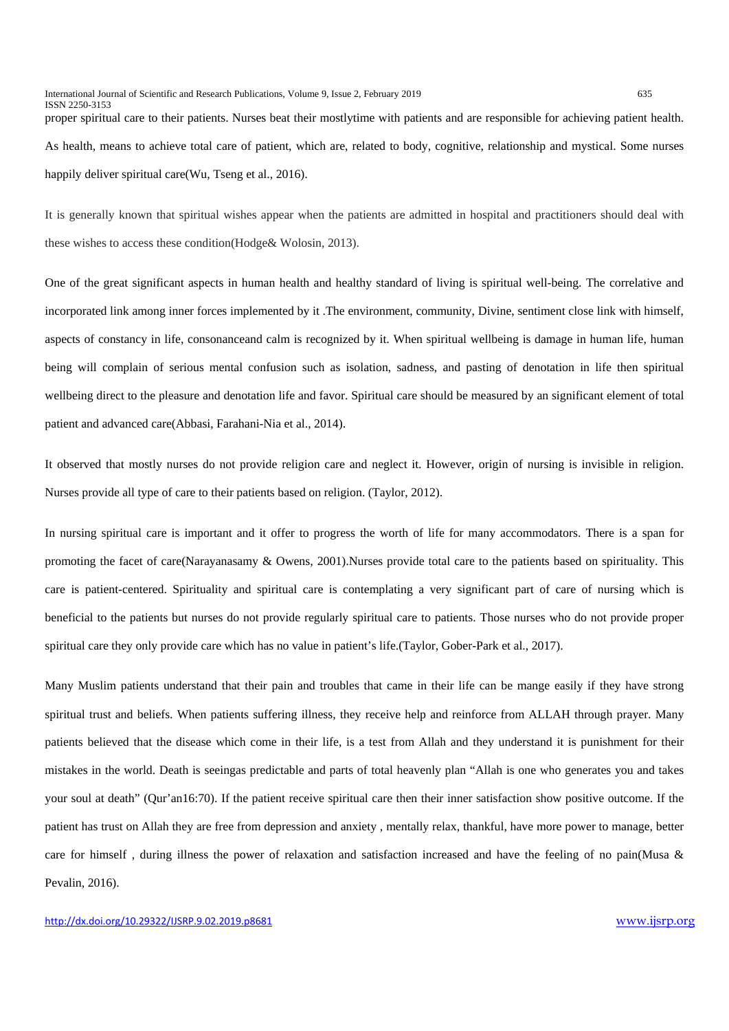proper spiritual care to their patients. Nurses beat their mostlytime with patients and are responsible for achieving patient health. As health, means to achieve total care of patient, which are, related to body, cognitive, relationship and mystical. Some nurses happily deliver spiritual care(Wu, Tseng et al., 2016).

It is generally known that spiritual wishes appear when the patients are admitted in hospital and practitioners should deal with these wishes to access these condition(Hodge& Wolosin, 2013).

One of the great significant aspects in human health and healthy standard of living is spiritual well-being. The correlative and incorporated link among inner forces implemented by it .The environment, community, Divine, sentiment close link with himself, aspects of constancy in life, consonanceand calm is recognized by it. When spiritual wellbeing is damage in human life, human being will complain of serious mental confusion such as isolation, sadness, and pasting of denotation in life then spiritual wellbeing direct to the pleasure and denotation life and favor. Spiritual care should be measured by an significant element of total patient and advanced care(Abbasi, Farahani-Nia et al., 2014).

It observed that mostly nurses do not provide religion care and neglect it. However, origin of nursing is invisible in religion. Nurses provide all type of care to their patients based on religion. (Taylor, 2012).

In nursing spiritual care is important and it offer to progress the worth of life for many accommodators. There is a span for promoting the facet of care(Narayanasamy & Owens, 2001).Nurses provide total care to the patients based on spirituality. This care is patient-centered. Spirituality and spiritual care is contemplating a very significant part of care of nursing which is beneficial to the patients but nurses do not provide regularly spiritual care to patients. Those nurses who do not provide proper spiritual care they only provide care which has no value in patient's life.(Taylor, Gober-Park et al., 2017).

Many Muslim patients understand that their pain and troubles that came in their life can be mange easily if they have strong spiritual trust and beliefs. When patients suffering illness, they receive help and reinforce from ALLAH through prayer. Many patients believed that the disease which come in their life, is a test from Allah and they understand it is punishment for their mistakes in the world. Death is seeingas predictable and parts of total heavenly plan "Allah is one who generates you and takes your soul at death" (Qur'an16:70). If the patient receive spiritual care then their inner satisfaction show positive outcome. If the patient has trust on Allah they are free from depression and anxiety , mentally relax, thankful, have more power to manage, better care for himself , during illness the power of relaxation and satisfaction increased and have the feeling of no pain(Musa & Pevalin, 2016).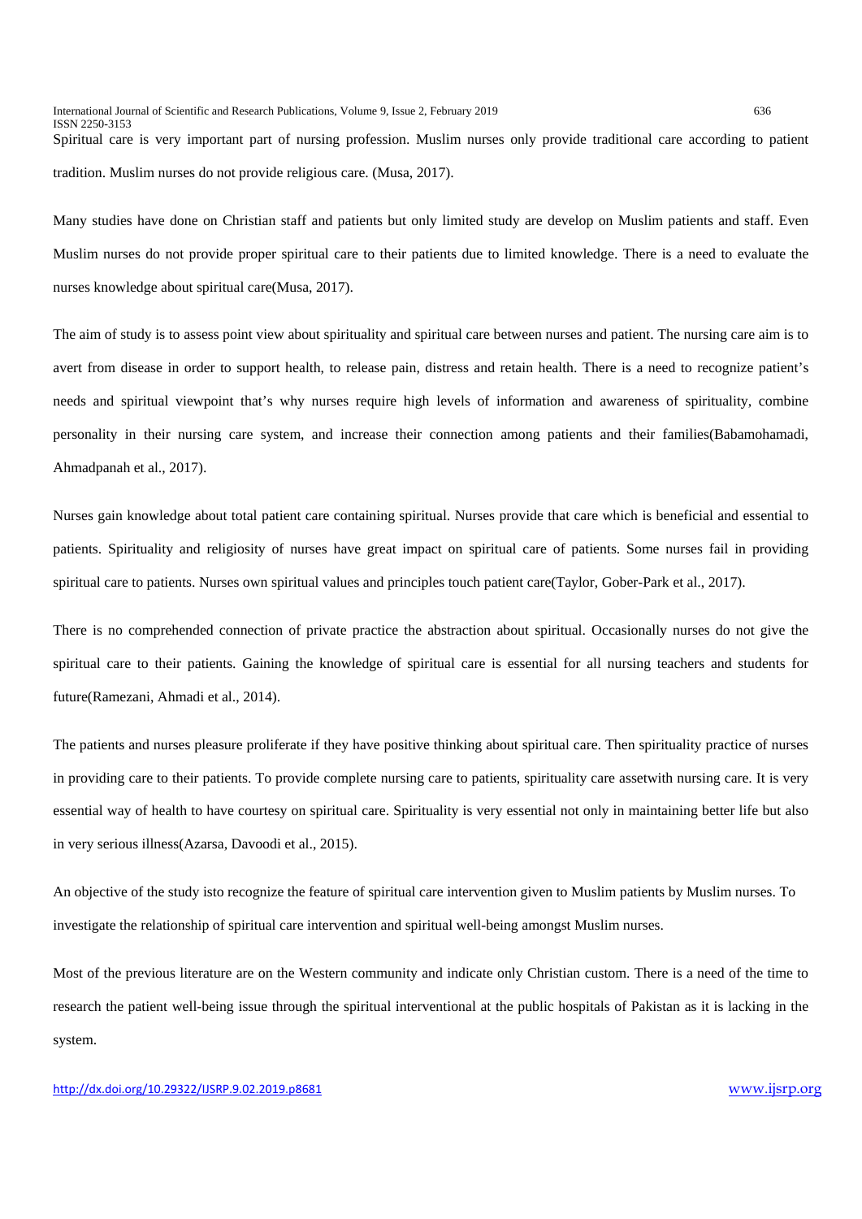Spiritual care is very important part of nursing profession. Muslim nurses only provide traditional care according to patient tradition. Muslim nurses do not provide religious care. (Musa, 2017).

Many studies have done on Christian staff and patients but only limited study are develop on Muslim patients and staff. Even Muslim nurses do not provide proper spiritual care to their patients due to limited knowledge. There is a need to evaluate the nurses knowledge about spiritual care(Musa, 2017).

The aim of study is to assess point view about spirituality and spiritual care between nurses and patient. The nursing care aim is to avert from disease in order to support health, to release pain, distress and retain health. There is a need to recognize patient's needs and spiritual viewpoint that's why nurses require high levels of information and awareness of spirituality, combine personality in their nursing care system, and increase their connection among patients and their families(Babamohamadi, Ahmadpanah et al., 2017).

Nurses gain knowledge about total patient care containing spiritual. Nurses provide that care which is beneficial and essential to patients. Spirituality and religiosity of nurses have great impact on spiritual care of patients. Some nurses fail in providing spiritual care to patients. Nurses own spiritual values and principles touch patient care(Taylor, Gober-Park et al., 2017).

There is no comprehended connection of private practice the abstraction about spiritual. Occasionally nurses do not give the spiritual care to their patients. Gaining the knowledge of spiritual care is essential for all nursing teachers and students for future(Ramezani, Ahmadi et al., 2014).

The patients and nurses pleasure proliferate if they have positive thinking about spiritual care. Then spirituality practice of nurses in providing care to their patients. To provide complete nursing care to patients, spirituality care assetwith nursing care. It is very essential way of health to have courtesy on spiritual care. Spirituality is very essential not only in maintaining better life but also in very serious illness(Azarsa, Davoodi et al., 2015).

An objective of the study isto recognize the feature of spiritual care intervention given to Muslim patients by Muslim nurses. To investigate the relationship of spiritual care intervention and spiritual well-being amongst Muslim nurses.

Most of the previous literature are on the Western community and indicate only Christian custom. There is a need of the time to research the patient well-being issue through the spiritual interventional at the public hospitals of Pakistan as it is lacking in the system.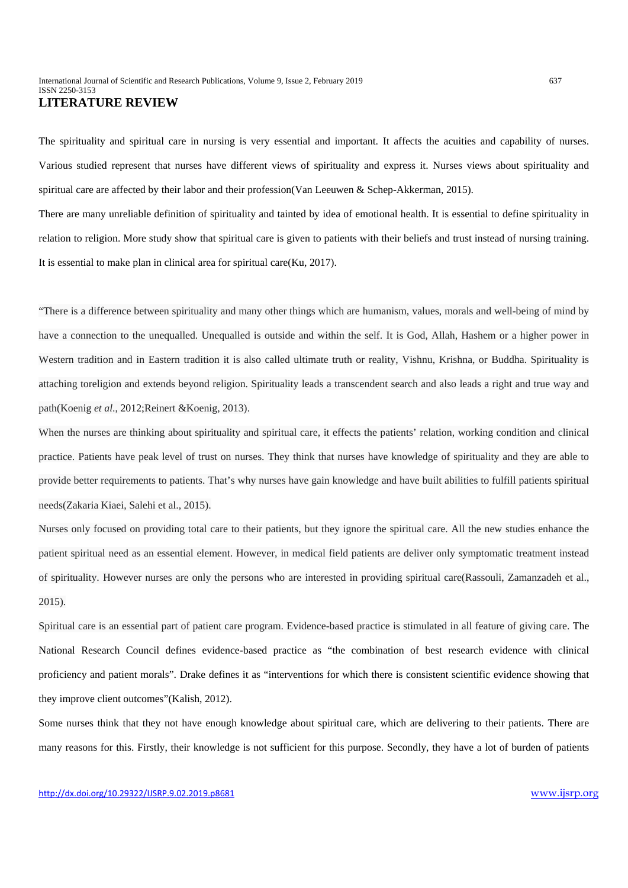# LITERATURE REVIEW

The spirituality and spiritual care in nursing is very essential and important. It affects the acuities and capability of nurses. Various studied represent that nurses have different views of spirituality and express it. Nurses views about spirituality and spiritual care are affected by their labor and their profession(Van Leeuwen & Schep-Akkerman, 2015).

There are many unreliable definition of spirituality and tainted by idea of emotional health. It is essential to define spirituality in relation to religion. More study show that spiritual care is given to patients with their beliefs and trust instead of nursing training. It is essential to make plan in clinical area for spiritual care(Ku, 2017).

"There is a difference between spirituality and many other things which are humanism, values, morals and well-being of mind by have a connection to the unequalled. Unequalled is outside and within the self. It is God, Allah, Hashem or a higher power in Western tradition and in Eastern tradition it is also called ultimate truth or reality, Vishnu, Krishna, or Buddha. Spirituality is attaching toreligion and extends beyond religion. Spirituality leads a transcendent search and also leads a right and true way and path(Koenig *et al.*, 2012;Reinert &Koenig, 2013).

When the nurses are thinking about spirituality and spiritual care, it effects the patients' relation, working condition and clinical practice. Patients have peak level of trust on nurses. They think that nurses have knowledge of spirituality and they are able to provide better requirements to patients. That's why nurses have gain knowledge and have built abilities to fulfill patients spiritual needs(Zakaria Kiaei, Salehi et al., 2015).

Nurses only focused on providing total care to their patients, but they ignore the spiritual care. All the new studies enhance the patient spiritual need as an essential element. However, in medical field patients are deliver only symptomatic treatment instead of spirituality. However nurses are only the persons who are interested in providing spiritual care(Rassouli, Zamanzadeh et al., 2015).

Spiritual care is an essential part of patient care program. Evidence-based practice is stimulated in all feature of giving care. The National Research Council defines evidence-based practice as "the combination of best research evidence with clinical proficiency and patient morals". Drake defines it as "interventions for which there is consistent scientific evidence showing that they improve client outcomes"(Kalish, 2012).

Some nurses think that they not have enough knowledge about spiritual care, which are delivering to their patients. There are many reasons for this. Firstly, their knowledge is not sufficient for this purpose. Secondly, they have a lot of burden of patients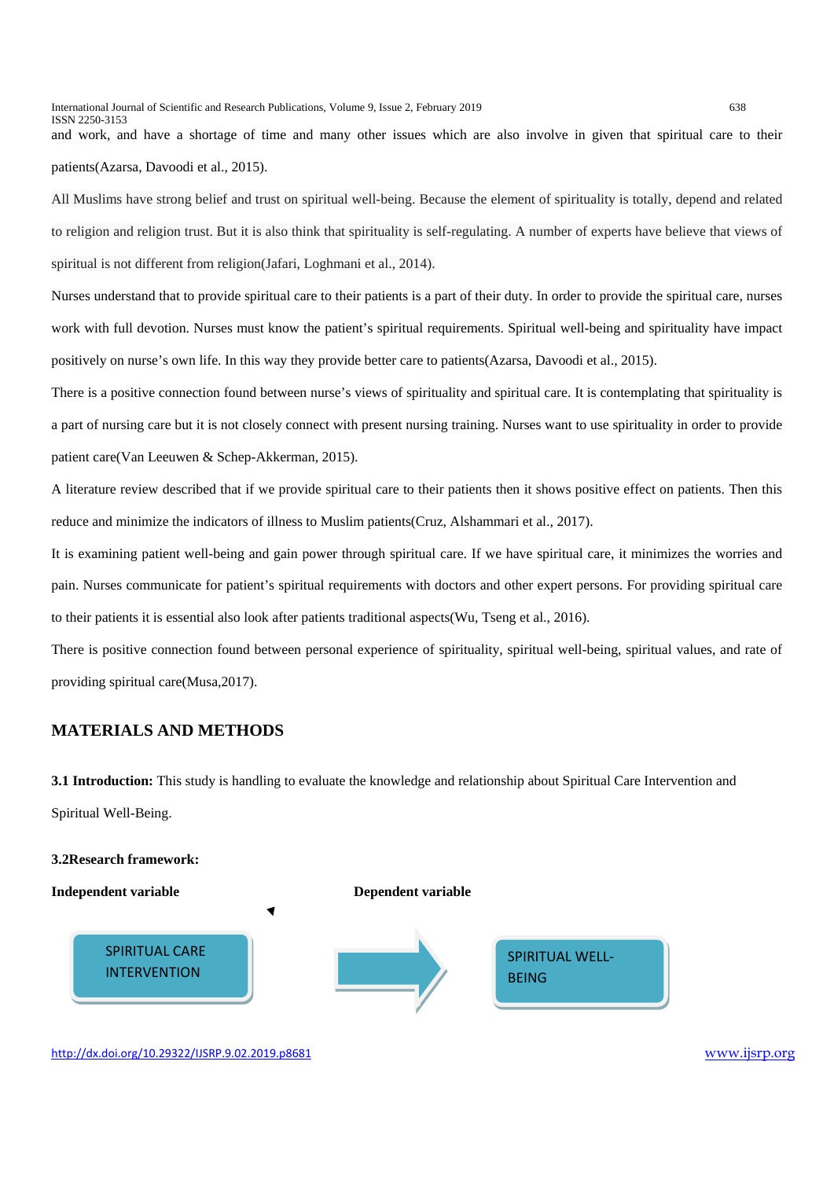and work, and have a shortage of time and many other issues which are also involve in given that spiritual care to their patients(Azarsa, Davoodi et al., 2015).

All Muslims have strong belief and trust on spiritual well-being. Because the element of spirituality is totally, depend and related to religion and religion trust. But it is also think that spirituality is self-regulating. A number of experts have believe that views of spiritual is not different from religion(Jafari, Loghmani et al., 2014).

Nurses understand that to provide spiritual care to their patients is a part of their duty. In order to provide the spiritual care, nurses work with full devotion. Nurses must know the patient's spiritual requirements. Spiritual well-being and spirituality have impact positively on nurse's own life. In this way they provide better care to patients(Azarsa, Davoodi et al., 2015).

There is a positive connection found between nurse's views of spirituality and spiritual care. It is contemplating that spirituality is a part of nursing care but it is not closely connect with present nursing training. Nurses want to use spirituality in order to provide patient care(Van Leeuwen & Schep-Akkerman, 2015).

A literature review described that if we provide spiritual care to their patients then it shows positive effect on patients. Then this reduce and minimize the indicators of illness to Muslim patients(Cruz, Alshammari et al., 2017).

It is examining patient well-being and gain power through spiritual care. If we have spiritual care, it minimizes the worries and pain. Nurses communicate for patient's spiritual requirements with doctors and other expert persons. For providing spiritual care to their patients it is essential also look after patients traditional aspects(Wu, Tseng et al., 2016).

There is positive connection found between personal experience of spirituality, spiritual well-being, spiritual values, and rate of providing spiritual care(Musa,2017).

## MATERIALS AND METHODS

**3.1 Introduction:** This study is handling to evaluate the knowledge and relationship about Spiritual Care Intervention and Spiritual Well-Being.

**3.2Research framework:**

**Independent variable** **Dependent variable**

SPIRITUAL CARE INTERVENTION → SPIRITUAL WELL-BEING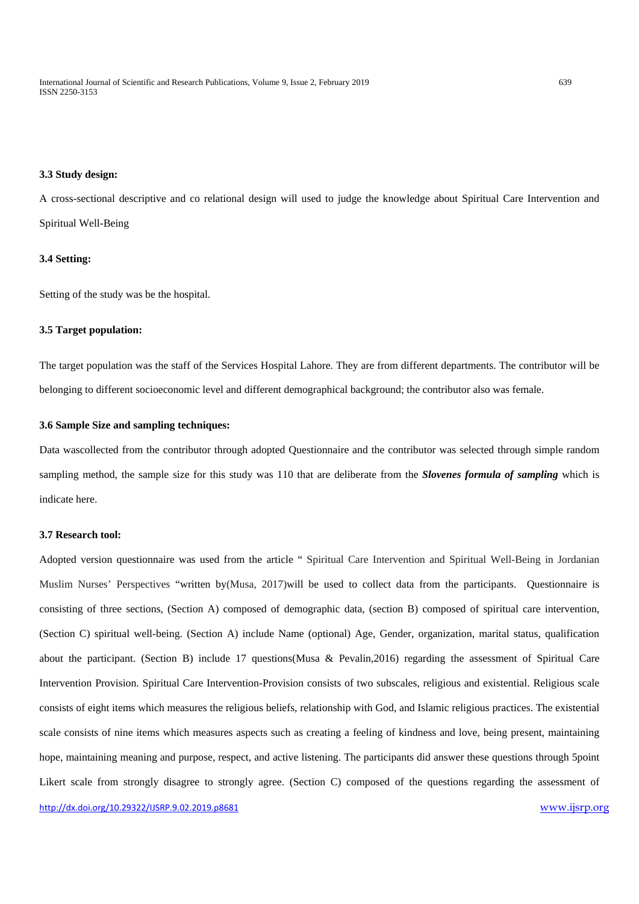#### 3.3 Study design:

A cross-sectional descriptive and co relational design will used to judge the knowledge about Spiritual Care Intervention and Spiritual Well-Being

#### 3.4 Setting:

Setting of the study was be the hospital.

#### 3.5 Target population:

The target population was the staff of the Services Hospital Lahore. They are from different departments. The contributor will be belonging to different socioeconomic level and different demographical background; the contributor also was female.

#### 3.6 Sample Size and sampling techniques:

Data wascollected from the contributor through adopted Questionnaire and the contributor was selected through simple random sampling method, the sample size for this study was 110 that are deliberate from the ***Slovenes formula of sampling*** which is indicate here.

#### 3.7 Research tool:

Adopted version questionnaire was used from the article " Spiritual Care Intervention and Spiritual Well-Being in Jordanian Muslim Nurses' Perspectives "written by(Musa, 2017)will be used to collect data from the participants. Questionnaire is consisting of three sections, (Section A) composed of demographic data, (section B) composed of spiritual care intervention, (Section C) spiritual well-being. (Section A) include Name (optional) Age, Gender, organization, marital status, qualification about the participant. (Section B) include 17 questions(Musa & Pevalin,2016) regarding the assessment of Spiritual Care Intervention Provision. Spiritual Care Intervention-Provision consists of two subscales, religious and existential. Religious scale consists of eight items which measures the religious beliefs, relationship with God, and Islamic religious practices. The existential scale consists of nine items which measures aspects such as creating a feeling of kindness and love, being present, maintaining hope, maintaining meaning and purpose, respect, and active listening. The participants did answer these questions through 5point Likert scale from strongly disagree to strongly agree. (Section C) composed of the questions regarding the assessment of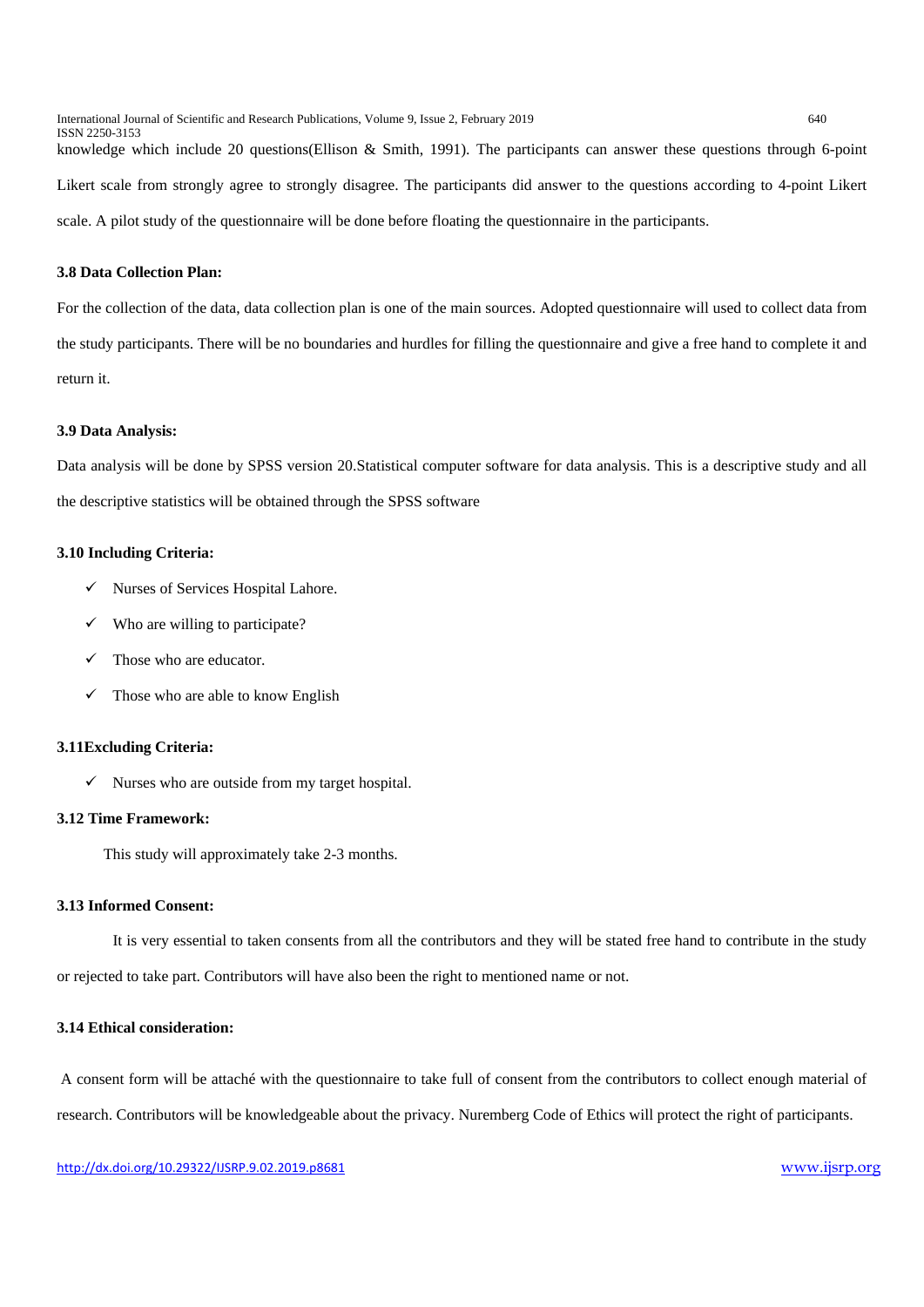knowledge which include 20 questions(Ellison & Smith, 1991). The participants can answer these questions through 6-point Likert scale from strongly agree to strongly disagree. The participants did answer to the questions according to 4-point Likert scale. A pilot study of the questionnaire will be done before floating the questionnaire in the participants.

**3.8 Data Collection Plan:**

For the collection of the data, data collection plan is one of the main sources. Adopted questionnaire will used to collect data from the study participants. There will be no boundaries and hurdles for filling the questionnaire and give a free hand to complete it and return it.

**3.9 Data Analysis:**

Data analysis will be done by SPSS version 20.Statistical computer software for data analysis. This is a descriptive study and all the descriptive statistics will be obtained through the SPSS software

**3.10 Including Criteria:**

- ✓ Nurses of Services Hospital Lahore.
- ✓ Who are willing to participate?
- ✓ Those who are educator.
- ✓ Those who are able to know English

**3.11Excluding Criteria:**

- ✓ Nurses who are outside from my target hospital.

**3.12 Time Framework:**

This study will approximately take 2-3 months.

**3.13 Informed Consent:**

It is very essential to taken consents from all the contributors and they will be stated free hand to contribute in the study or rejected to take part. Contributors will have also been the right to mentioned name or not.

**3.14 Ethical consideration:**

A consent form will be attaché with the questionnaire to take full of consent from the contributors to collect enough material of research. Contributors will be knowledgeable about the privacy. Nuremberg Code of Ethics will protect the right of participants.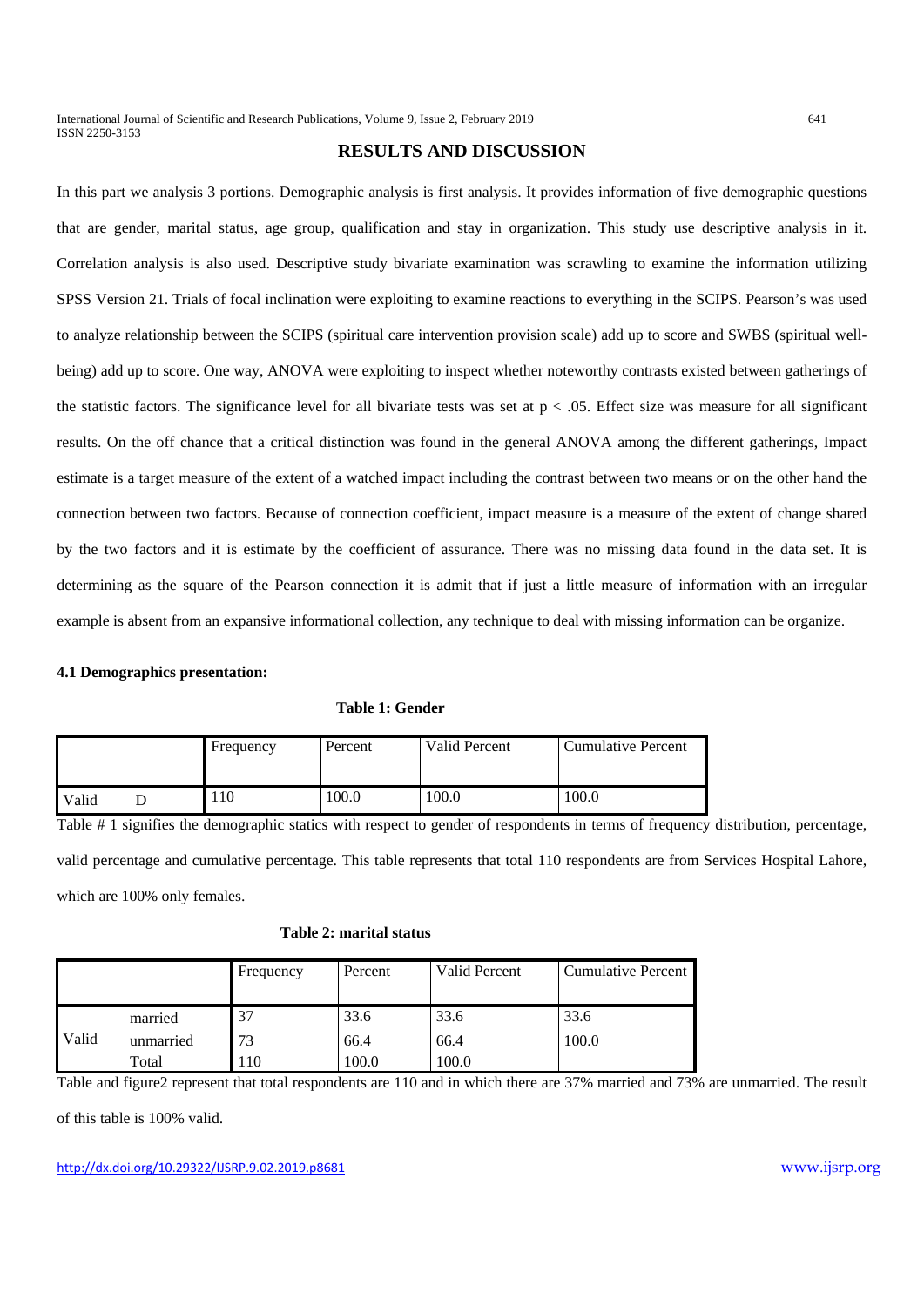## RESULTS AND DISCUSSION

In this part we analysis 3 portions. Demographic analysis is first analysis. It provides information of five demographic questions that are gender, marital status, age group, qualification and stay in organization. This study use descriptive analysis in it. Correlation analysis is also used. Descriptive study bivariate examination was scrawling to examine the information utilizing SPSS Version 21. Trials of focal inclination were exploiting to examine reactions to everything in the SCIPS. Pearson's was used to analyze relationship between the SCIPS (spiritual care intervention provision scale) add up to score and SWBS (spiritual well-being) add up to score. One way, ANOVA were exploiting to inspect whether noteworthy contrasts existed between gatherings of the statistic factors. The significance level for all bivariate tests was set at $p < .05$. Effect size was measure for all significant results. On the off chance that a critical distinction was found in the general ANOVA among the different gatherings, Impact estimate is a target measure of the extent of a watched impact including the contrast between two means or on the other hand the connection between two factors. Because of connection coefficient, impact measure is a measure of the extent of change shared by the two factors and it is estimate by the coefficient of assurance. There was no missing data found in the data set. It is determining as the square of the Pearson connection it is admit that if just a little measure of information with an irregular example is absent from an expansive informational collection, any technique to deal with missing information can be organize.

**4.1 Demographics presentation:**

**Table 1: Gender**

| | | Frequency | Percent | Valid Percent | Cumulative Percent |
|---|---|---|---|---|---|
| Valid | D | 110 | 100.0 | 100.0 | 100.0 |

Table # 1 signifies the demographic statics with respect to gender of respondents in terms of frequency distribution, percentage, valid percentage and cumulative percentage. This table represents that total 110 respondents are from Services Hospital Lahore, which are 100% only females.

**Table 2: marital status**

| | | Frequency | Percent | Valid Percent | Cumulative Percent |
|---|---|---|---|---|---|
| Valid | married | 37 | 33.6 | 33.6 | 33.6 |
| | unmarried | 73 | 66.4 | 66.4 | 100.0 |
| | Total | 110 | 100.0 | 100.0 | |

Table and figure2 represent that total respondents are 110 and in which there are 37% married and 73% are unmarried. The result of this table is 100% valid.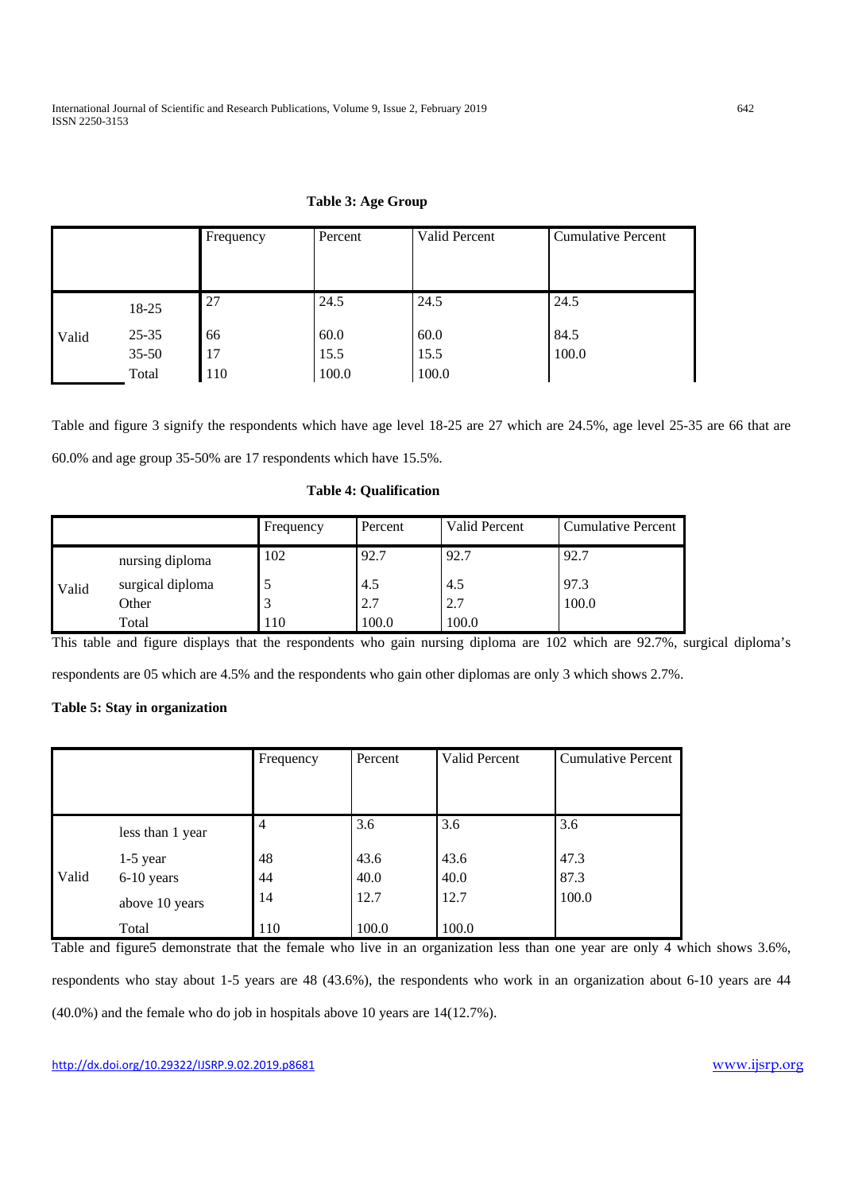**Table 3: Age Group**

| | | Frequency | Percent | Valid Percent | Cumulative Percent |
|---|---|---|---|---|---|
| Valid | 18-25 | 27 | 24.5 | 24.5 | 24.5 |
| | 25-35 | 66 | 60.0 | 60.0 | 84.5 |
| | 35-50 | 17 | 15.5 | 15.5 | 100.0 |
| | Total | 110 | 100.0 | 100.0 | |

Table and figure 3 signify the respondents which have age level 18-25 are 27 which are 24.5%, age level 25-35 are 66 that are 60.0% and age group 35-50% are 17 respondents which have 15.5%.

**Table 4: Qualification**

| | | Frequency | Percent | Valid Percent | Cumulative Percent |
|---|---|---|---|---|---|
| Valid | nursing diploma | 102 | 92.7 | 92.7 | 92.7 |
| | surgical diploma | 5 | 4.5 | 4.5 | 97.3 |
| | Other | 3 | 2.7 | 2.7 | 100.0 |
| | Total | 110 | 100.0 | 100.0 | |

This table and figure displays that the respondents who gain nursing diploma are 102 which are 92.7%, surgical diploma's respondents are 05 which are 4.5% and the respondents who gain other diplomas are only 3 which shows 2.7%.

**Table 5: Stay in organization**

| | | Frequency | Percent | Valid Percent | Cumulative Percent |
|---|---|---|---|---|---|
| Valid | less than 1 year | 4 | 3.6 | 3.6 | 3.6 |
| | 1-5 year | 48 | 43.6 | 43.6 | 47.3 |
| | 6-10 years | 44 | 40.0 | 40.0 | 87.3 |
| | above 10 years | 14 | 12.7 | 12.7 | 100.0 |
| | Total | 110 | 100.0 | 100.0 | |

Table and figure5 demonstrate that the female who live in an organization less than one year are only 4 which shows 3.6%, respondents who stay about 1-5 years are 48 (43.6%), the respondents who work in an organization about 6-10 years are 44 (40.0%) and the female who do job in hospitals above 10 years are 14(12.7%).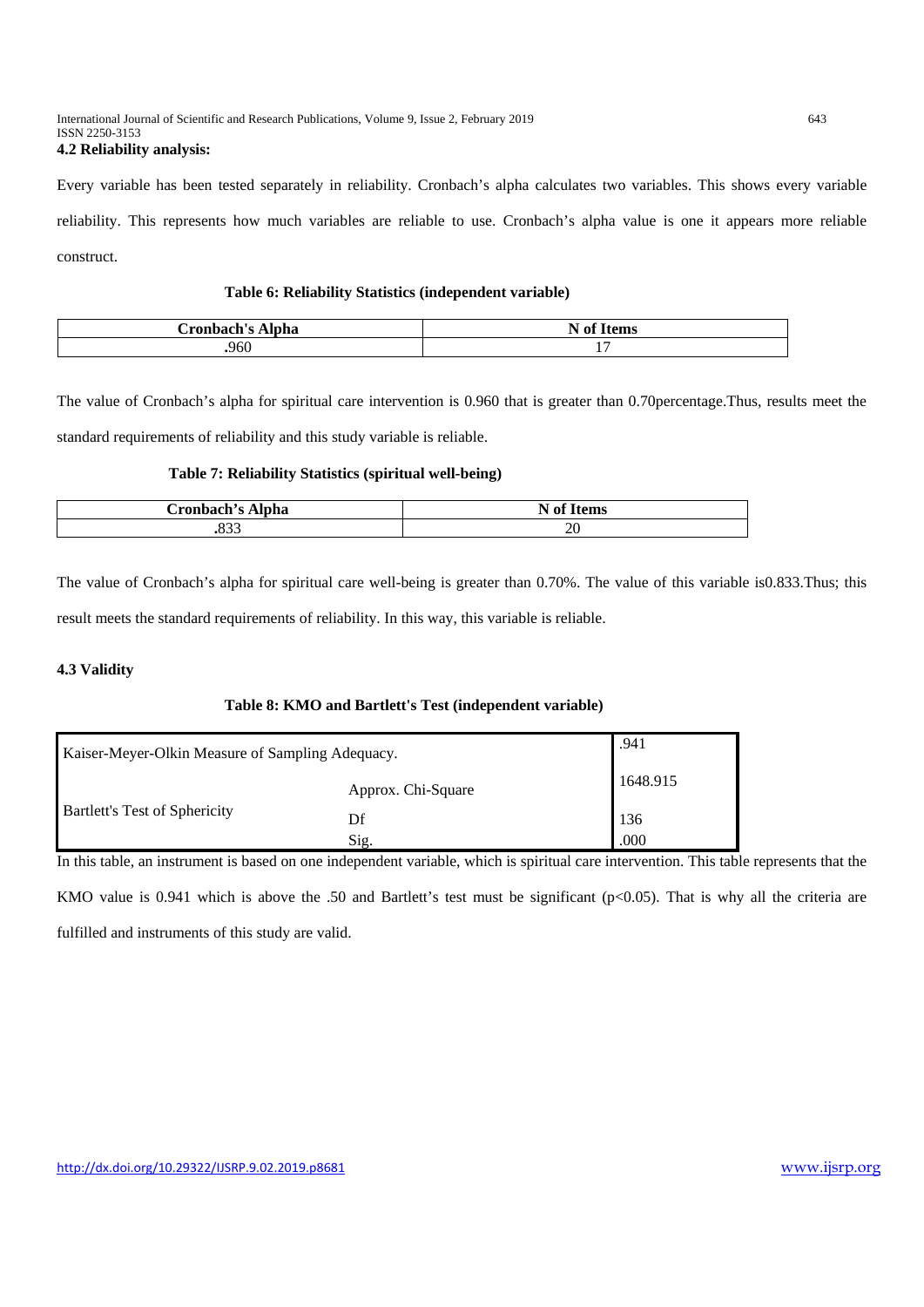### 4.2 Reliability analysis:

Every variable has been tested separately in reliability. Cronbach's alpha calculates two variables. This shows every variable reliability. This represents how much variables are reliable to use. Cronbach's alpha value is one it appears more reliable construct.

**Table 6: Reliability Statistics (independent variable)**

| Cronbach's Alpha | N of Items |
|---|---|
| .960 | 17 |

The value of Cronbach's alpha for spiritual care intervention is 0.960 that is greater than 0.70percentage.Thus, results meet the standard requirements of reliability and this study variable is reliable.

**Table 7: Reliability Statistics (spiritual well-being)**

| Cronbach's Alpha | N of Items |
|---|---|
| .833 | 20 |

The value of Cronbach's alpha for spiritual care well-being is greater than 0.70%. The value of this variable is0.833.Thus; this result meets the standard requirements of reliability. In this way, this variable is reliable.

### 4.3 Validity

**Table 8: KMO and Bartlett's Test (independent variable)**

| | | |
|---|---|---|
| Kaiser-Meyer-Olkin Measure of Sampling Adequacy. | | .941 |
| Bartlett's Test of Sphericity | Approx. Chi-Square | 1648.915 |
| | Df | 136 |
| | Sig. | .000 |

In this table, an instrument is based on one independent variable, which is spiritual care intervention. This table represents that the KMO value is 0.941 which is above the .50 and Bartlett's test must be significant ($p<0.05$). That is why all the criteria are fulfilled and instruments of this study are valid.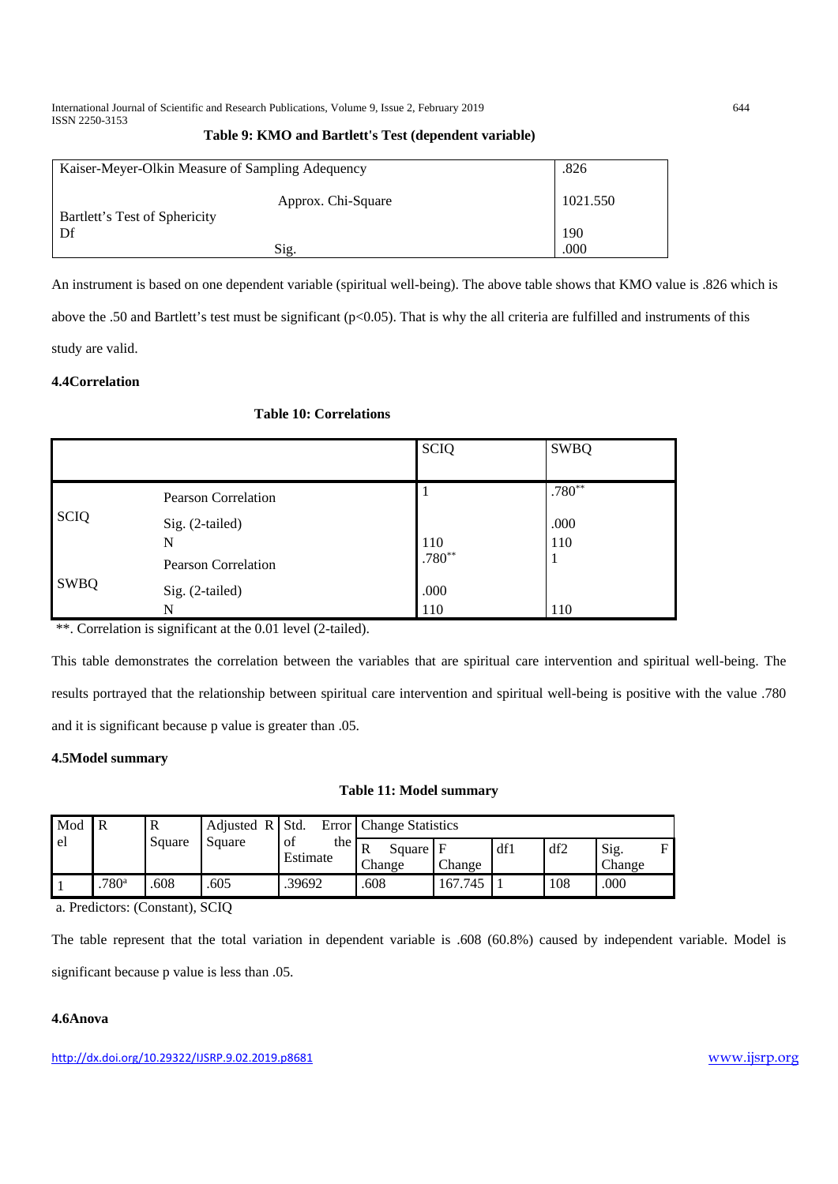**Table 9: KMO and Bartlett's Test (dependent variable)**

| | | |
|---|---|---|
| Kaiser-Meyer-Olkin Measure of Sampling Adequency | | .826 |
| Bartlett's Test of Sphericity | Approx. Chi-Square | 1021.550 |
| | Df | 190 |
| | Sig. | .000 |

An instrument is based on one dependent variable (spiritual well-being). The above table shows that KMO value is .826 which is above the .50 and Bartlett's test must be significant ($p<0.05$). That is why the all criteria are fulfilled and instruments of this study are valid.

### 4.4Correlation

**Table 10: Correlations**

| | | SCIQ | SWBQ |
|---|---|---|---|
| SCIQ | Pearson Correlation | 1 | .780** |
| | Sig. (2-tailed) | | .000 |
| | N | 110 | 110 |
| SWBQ | Pearson Correlation | .780** | 1 |
| | Sig. (2-tailed) | .000 | |
| | N | 110 | 110 |

**. Correlation is significant at the 0.01 level (2-tailed).

This table demonstrates the correlation between the variables that are spiritual care intervention and spiritual well-being. The results portrayed that the relationship between spiritual care intervention and spiritual well-being is positive with the value .780 and it is significant because p value is greater than .05.

### 4.5Model summary

**Table 11: Model summary**

| Model | R | R Square | Adjusted R Square | Std. Error of the Estimate | Change Statistics | | | | |
|---|---|---|---|---|---|---|---|---|---|
| | | | | | R Square Change | F Change | df1 | df2 | Sig. F Change |
| 1 | .780[a] | .608 | .605 | .39692 | .608 | 167.745 | 1 | 108 | .000 |

a. Predictors: (Constant), SCIQ

The table represent that the total variation in dependent variable is .608 (60.8%) caused by independent variable. Model is significant because p value is less than .05.

### 4.6Anova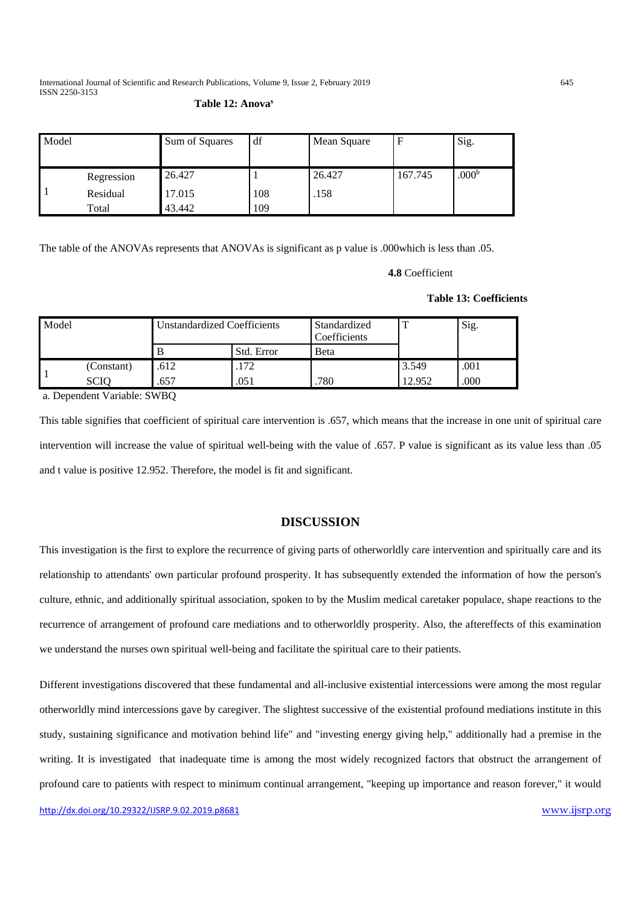**Table 12: Anova[a]**

| Model | | Sum of Squares | df | Mean Square | F | Sig. |
|---|---|---|---|---|---|---|
| 1 | Regression | 26.427 | 1 | 26.427 | 167.745 | .000[b] |
| | Residual | 17.015 | 108 | .158 | | |
| | Total | 43.442 | 109 | | | |

The table of the ANOVAs represents that ANOVAs is significant as p value is .000which is less than .05.

**4.8** Coefficient

**Table 13: Coefficients**

| Model | | Unstandardized Coefficients | | Standardized Coefficients | T | Sig. |
|---|---|---|---|---|---|---|
| | | B | Std. Error | Beta | | |
| 1 | (Constant) | .612 | .172 | | 3.549 | .001 |
| | SCIQ | .657 | .051 | .780 | 12.952 | .000 |

a. Dependent Variable: SWBQ

This table signifies that coefficient of spiritual care intervention is .657, which means that the increase in one unit of spiritual care intervention will increase the value of spiritual well-being with the value of .657. P value is significant as its value less than .05 and t value is positive 12.952. Therefore, the model is fit and significant.

## DISCUSSION

This investigation is the first to explore the recurrence of giving parts of otherworldly care intervention and spiritually care and its relationship to attendants' own particular profound prosperity. It has subsequently extended the information of how the person's culture, ethnic, and additionally spiritual association, spoken to by the Muslim medical caretaker populace, shape reactions to the recurrence of arrangement of profound care mediations and to otherworldly prosperity. Also, the aftereffects of this examination we understand the nurses own spiritual well-being and facilitate the spiritual care to their patients.

Different investigations discovered that these fundamental and all-inclusive existential intercessions were among the most regular otherworldly mind intercessions gave by caregiver. The slightest successive of the existential profound mediations institute in this study, sustaining significance and motivation behind life" and "investing energy giving help," additionally had a premise in the writing. It is investigated that inadequate time is among the most widely recognized factors that obstruct the arrangement of profound care to patients with respect to minimum continual arrangement, "keeping up importance and reason forever," it would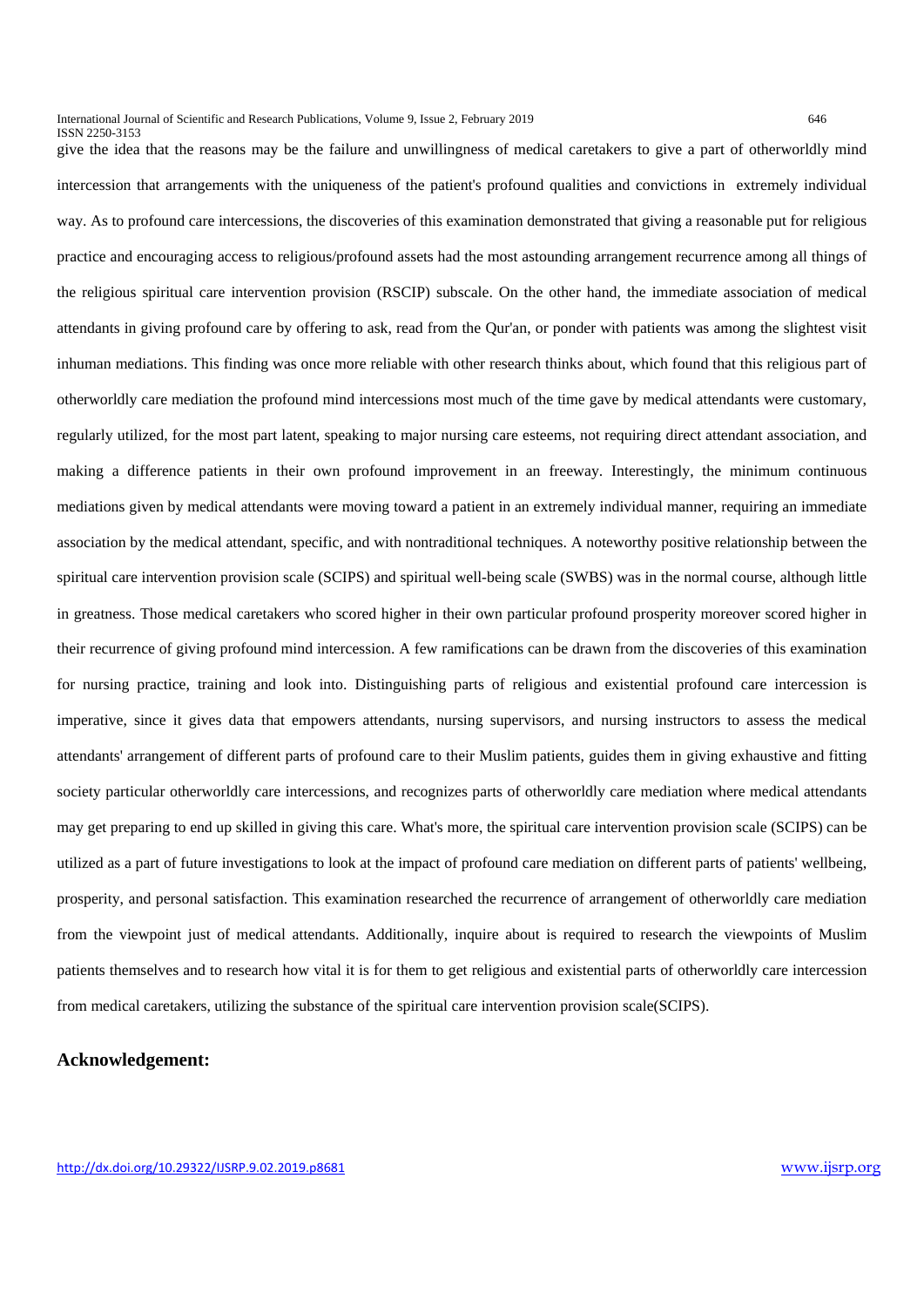give the idea that the reasons may be the failure and unwillingness of medical caretakers to give a part of otherworldly mind intercession that arrangements with the uniqueness of the patient's profound qualities and convictions in extremely individual way. As to profound care intercessions, the discoveries of this examination demonstrated that giving a reasonable put for religious practice and encouraging access to religious/profound assets had the most astounding arrangement recurrence among all things of the religious spiritual care intervention provision (RSCIP) subscale. On the other hand, the immediate association of medical attendants in giving profound care by offering to ask, read from the Qur'an, or ponder with patients was among the slightest visit inhuman mediations. This finding was once more reliable with other research thinks about, which found that this religious part of otherworldly care mediation the profound mind intercessions most much of the time gave by medical attendants were customary, regularly utilized, for the most part latent, speaking to major nursing care esteems, not requiring direct attendant association, and making a difference patients in their own profound improvement in an freeway. Interestingly, the minimum continuous mediations given by medical attendants were moving toward a patient in an extremely individual manner, requiring an immediate association by the medical attendant, specific, and with nontraditional techniques. A noteworthy positive relationship between the spiritual care intervention provision scale (SCIPS) and spiritual well-being scale (SWBS) was in the normal course, although little in greatness. Those medical caretakers who scored higher in their own particular profound prosperity moreover scored higher in their recurrence of giving profound mind intercession. A few ramifications can be drawn from the discoveries of this examination for nursing practice, training and look into. Distinguishing parts of religious and existential profound care intercession is imperative, since it gives data that empowers attendants, nursing supervisors, and nursing instructors to assess the medical attendants' arrangement of different parts of profound care to their Muslim patients, guides them in giving exhaustive and fitting society particular otherworldly care intercessions, and recognizes parts of otherworldly care mediation where medical attendants may get preparing to end up skilled in giving this care. What's more, the spiritual care intervention provision scale (SCIPS) can be utilized as a part of future investigations to look at the impact of profound care mediation on different parts of patients' wellbeing, prosperity, and personal satisfaction. This examination researched the recurrence of arrangement of otherworldly care mediation from the viewpoint just of medical attendants. Additionally, inquire about is required to research the viewpoints of Muslim patients themselves and to research how vital it is for them to get religious and existential parts of otherworldly care intercession from medical caretakers, utilizing the substance of the spiritual care intervention provision scale(SCIPS).

## Acknowledgement: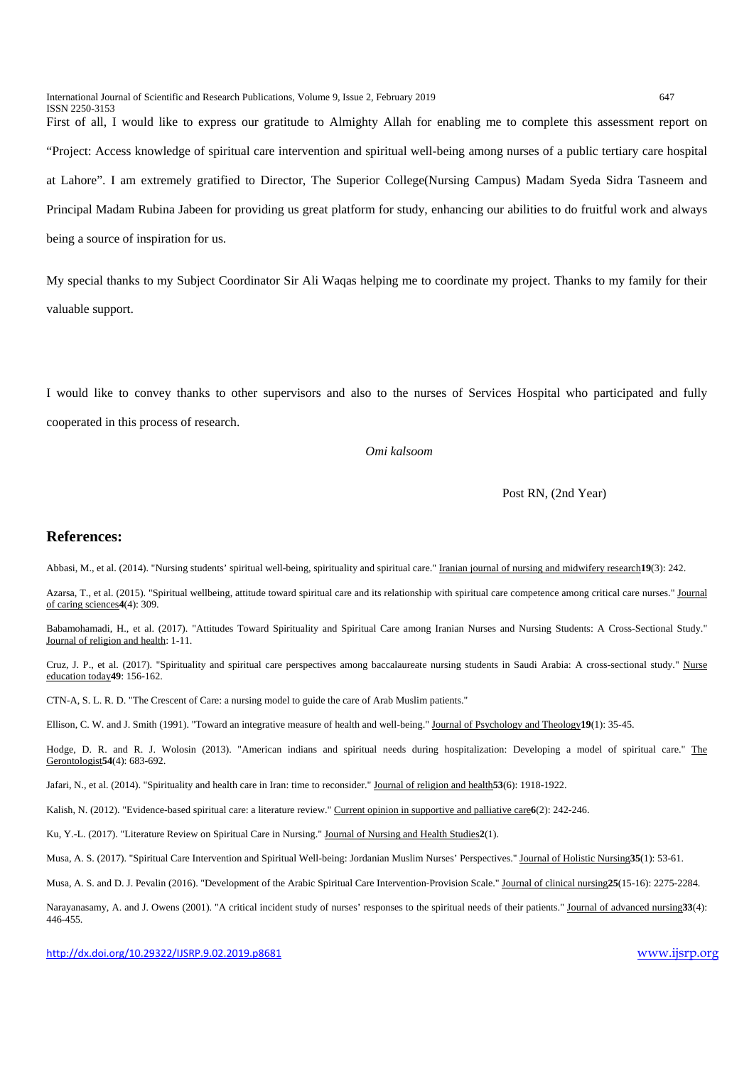First of all, I would like to express our gratitude to Almighty Allah for enabling me to complete this assessment report on "Project: Access knowledge of spiritual care intervention and spiritual well-being among nurses of a public tertiary care hospital at Lahore". I am extremely gratified to Director, The Superior College(Nursing Campus) Madam Syeda Sidra Tasneem and Principal Madam Rubina Jabeen for providing us great platform for study, enhancing our abilities to do fruitful work and always being a source of inspiration for us.

My special thanks to my Subject Coordinator Sir Ali Waqas helping me to coordinate my project. Thanks to my family for their valuable support.

I would like to convey thanks to other supervisors and also to the nurses of Services Hospital who participated and fully cooperated in this process of research.

*Omi kalsoom*

Post RN, (2nd Year)

## References:

Abbasi, M., et al. (2014). "Nursing students' spiritual well-being, spirituality and spiritual care." Iranian journal of nursing and midwifery research **19**(3): 242.

Azarsa, T., et al. (2015). "Spiritual wellbeing, attitude toward spiritual care and its relationship with spiritual care competence among critical care nurses." Journal of caring sciences **4**(4): 309.

Babamohamadi, H., et al. (2017). "Attitudes Toward Spirituality and Spiritual Care among Iranian Nurses and Nursing Students: A Cross-Sectional Study." Journal of religion and health: 1-11.

Cruz, J. P., et al. (2017). "Spirituality and spiritual care perspectives among baccalaureate nursing students in Saudi Arabia: A cross-sectional study." Nurse education today **49**: 156-162.

CTN-A, S. L. R. D. "The Crescent of Care: a nursing model to guide the care of Arab Muslim patients."

Ellison, C. W. and J. Smith (1991). "Toward an integrative measure of health and well-being." Journal of Psychology and Theology **19**(1): 35-45.

Hodge, D. R. and R. J. Wolosin (2013). "American indians and spiritual needs during hospitalization: Developing a model of spiritual care." The Gerontologist **54**(4): 683-692.

Jafari, N., et al. (2014). "Spirituality and health care in Iran: time to reconsider." Journal of religion and health **53**(6): 1918-1922.

Kalish, N. (2012). "Evidence-based spiritual care: a literature review." Current opinion in supportive and palliative care **6**(2): 242-246.

Ku, Y.-L. (2017). "Literature Review on Spiritual Care in Nursing." Journal of Nursing and Health Studies **2**(1).

Musa, A. S. (2017). "Spiritual Care Intervention and Spiritual Well-being: Jordanian Muslim Nurses' Perspectives." Journal of Holistic Nursing **35**(1): 53-61.

Musa, A. S. and D. J. Pevalin (2016). "Development of the Arabic Spiritual Care Intervention-Provision Scale." Journal of clinical nursing **25**(15-16): 2275-2284.

Narayanasamy, A. and J. Owens (2001). "A critical incident study of nurses' responses to the spiritual needs of their patients." Journal of advanced nursing **33**(4): 446-455.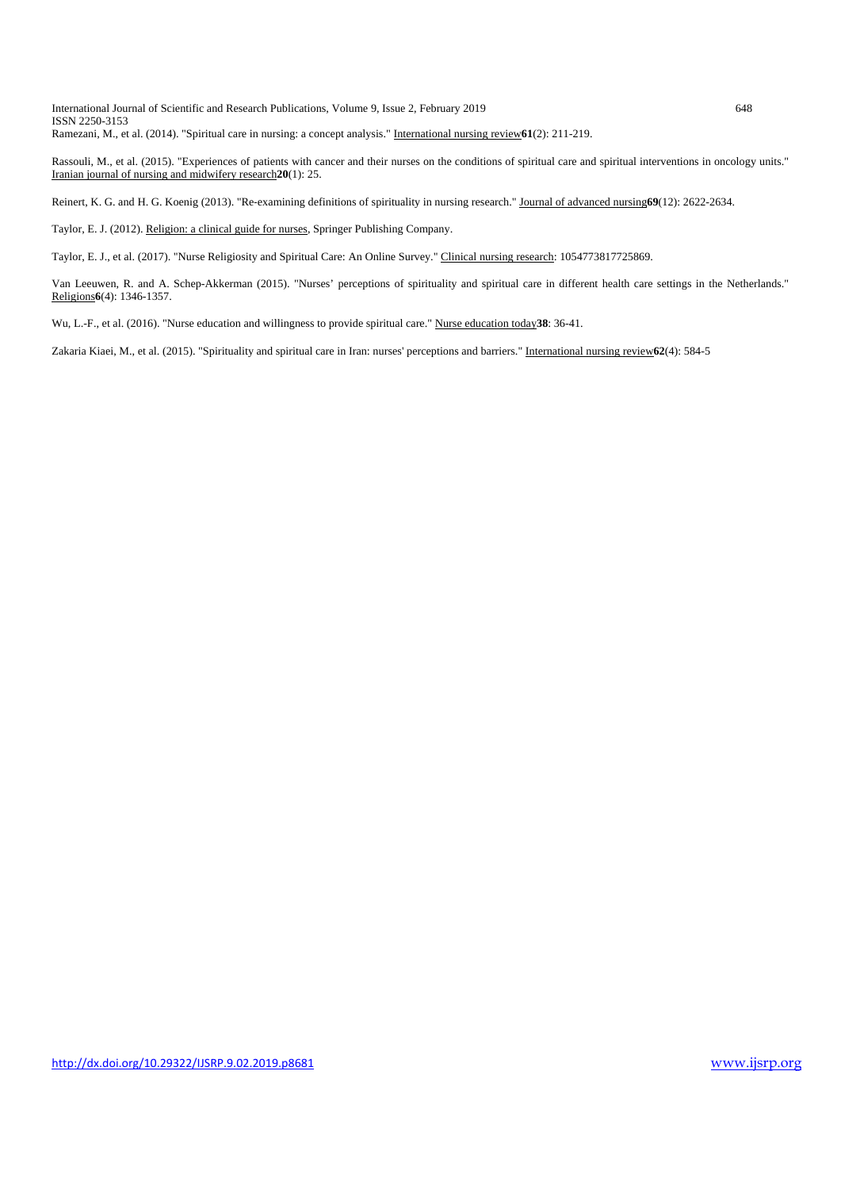Ramezani, M., et al. (2014). "Spiritual care in nursing: a concept analysis." International nursing review**61**(2): 211-219.

Rassouli, M., et al. (2015). "Experiences of patients with cancer and their nurses on the conditions of spiritual care and spiritual interventions in oncology units." Iranian journal of nursing and midwifery research**20**(1): 25.

Reinert, K. G. and H. G. Koenig (2013). "Re-examining definitions of spirituality in nursing research." Journal of advanced nursing**69**(12): 2622-2634.

Taylor, E. J. (2012). Religion: a clinical guide for nurses, Springer Publishing Company.

Taylor, E. J., et al. (2017). "Nurse Religiosity and Spiritual Care: An Online Survey." Clinical nursing research: 1054773817725869.

Van Leeuwen, R. and A. Schep-Akkerman (2015). "Nurses' perceptions of spirituality and spiritual care in different health care settings in the Netherlands." Religions**6**(4): 1346-1357.

Wu, L.-F., et al. (2016). "Nurse education and willingness to provide spiritual care." Nurse education today**38**: 36-41.

Zakaria Kiaei, M., et al. (2015). "Spirituality and spiritual care in Iran: nurses' perceptions and barriers." International nursing review**62**(4): 584-5